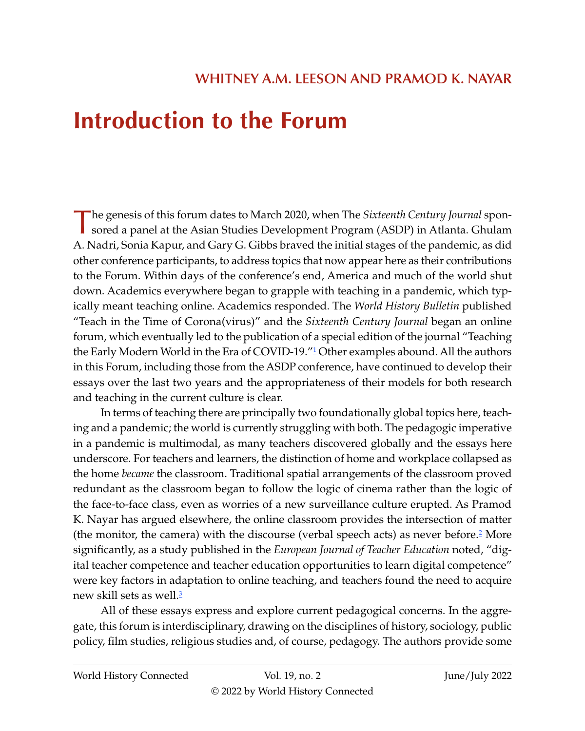WHITNEY A.M. LEESON AND PRAMOD K. NAYAR

# Introduction to the Forum

The genesis of this forum dates to March 2020, when The *Sixteenth Century Journal* sponsored a panel at the Asian Studies Development Program (ASDP) in Atlanta. Ghulam A. Nadri, Sonia Kapur, and Gary G. Gibbs braved the initial stages of the pandemic, as did other conference participants, to address topics that now appear here as their contributions to the Forum. Within days of the conference's end, America and much of the world shut down. Academics everywhere began to grapple with teaching in a pandemic, which typically meant teaching online. Academics responded. The *World History Bulletin* published "Teach in the Time of Corona(virus)" and the *Sixteenth Century Journal* began an online forum, which eventually led to the publication of a special edition of the journal "Teaching the Early Modern World in the Era of COVID-19."[1] Other examples abound. All the authors in this Forum, including those from the ASDP conference, have continued to develop their essays over the last two years and the appropriateness of their models for both research and teaching in the current culture is clear.

In terms of teaching there are principally two foundationally global topics here, teaching and a pandemic; the world is currently struggling with both. The pedagogic imperative in a pandemic is multimodal, as many teachers discovered globally and the essays here underscore. For teachers and learners, the distinction of home and workplace collapsed as the home *became* the classroom. Traditional spatial arrangements of the classroom proved redundant as the classroom began to follow the logic of cinema rather than the logic of the face-to-face class, even as worries of a new surveillance culture erupted. As Pramod K. Nayar has argued elsewhere, the online classroom provides the intersection of matter (the monitor, the camera) with the discourse (verbal speech acts) as never before.[2] More significantly, as a study published in the *European Journal of Teacher Education* noted, "digital teacher competence and teacher education opportunities to learn digital competence" were key factors in adaptation to online teaching, and teachers found the need to acquire new skill sets as well.[3]

All of these essays express and explore current pedagogical concerns. In the aggregate, this forum is interdisciplinary, drawing on the disciplines of history, sociology, public policy, film studies, religious studies and, of course, pedagogy. The authors provide some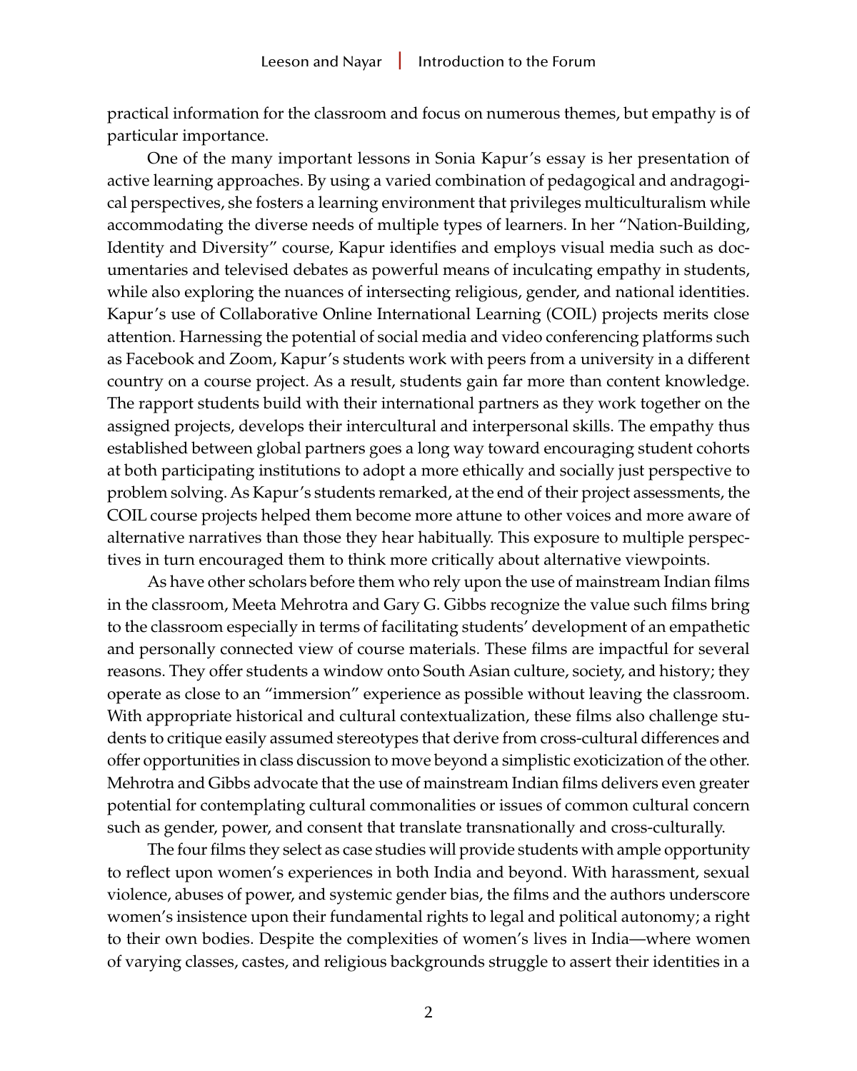practical information for the classroom and focus on numerous themes, but empathy is of particular importance.

One of the many important lessons in Sonia Kapur's essay is her presentation of active learning approaches. By using a varied combination of pedagogical and andragogical perspectives, she fosters a learning environment that privileges multiculturalism while accommodating the diverse needs of multiple types of learners. In her "Nation-Building, Identity and Diversity" course, Kapur identifies and employs visual media such as documentaries and televised debates as powerful means of inculcating empathy in students, while also exploring the nuances of intersecting religious, gender, and national identities. Kapur's use of Collaborative Online International Learning (COIL) projects merits close attention. Harnessing the potential of social media and video conferencing platforms such as Facebook and Zoom, Kapur's students work with peers from a university in a different country on a course project. As a result, students gain far more than content knowledge. The rapport students build with their international partners as they work together on the assigned projects, develops their intercultural and interpersonal skills. The empathy thus established between global partners goes a long way toward encouraging student cohorts at both participating institutions to adopt a more ethically and socially just perspective to problem solving. As Kapur's students remarked, at the end of their project assessments, the COIL course projects helped them become more attune to other voices and more aware of alternative narratives than those they hear habitually. This exposure to multiple perspectives in turn encouraged them to think more critically about alternative viewpoints.

As have other scholars before them who rely upon the use of mainstream Indian films in the classroom, Meeta Mehrotra and Gary G. Gibbs recognize the value such films bring to the classroom especially in terms of facilitating students' development of an empathetic and personally connected view of course materials. These films are impactful for several reasons. They offer students a window onto South Asian culture, society, and history; they operate as close to an "immersion" experience as possible without leaving the classroom. With appropriate historical and cultural contextualization, these films also challenge students to critique easily assumed stereotypes that derive from cross-cultural differences and offer opportunities in class discussion to move beyond a simplistic exoticization of the other. Mehrotra and Gibbs advocate that the use of mainstream Indian films delivers even greater potential for contemplating cultural commonalities or issues of common cultural concern such as gender, power, and consent that translate transnationally and cross-culturally.

The four films they select as case studies will provide students with ample opportunity to reflect upon women's experiences in both India and beyond. With harassment, sexual violence, abuses of power, and systemic gender bias, the films and the authors underscore women's insistence upon their fundamental rights to legal and political autonomy; a right to their own bodies. Despite the complexities of women's lives in India—where women of varying classes, castes, and religious backgrounds struggle to assert their identities in a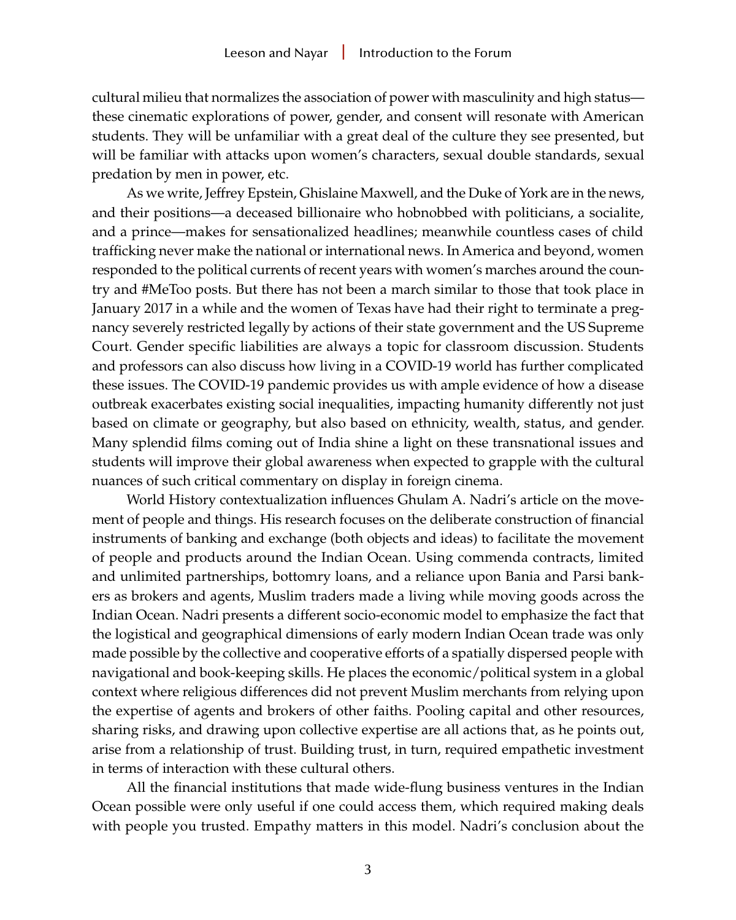cultural milieu that normalizes the association of power with masculinity and high status—these cinematic explorations of power, gender, and consent will resonate with American students. They will be unfamiliar with a great deal of the culture they see presented, but will be familiar with attacks upon women's characters, sexual double standards, sexual predation by men in power, etc.

As we write, Jeffrey Epstein, Ghislaine Maxwell, and the Duke of York are in the news, and their positions—a deceased billionaire who hobnobbed with politicians, a socialite, and a prince—makes for sensationalized headlines; meanwhile countless cases of child trafficking never make the national or international news. In America and beyond, women responded to the political currents of recent years with women's marches around the country and #MeToo posts. But there has not been a march similar to those that took place in January 2017 in a while and the women of Texas have had their right to terminate a pregnancy severely restricted legally by actions of their state government and the US Supreme Court. Gender specific liabilities are always a topic for classroom discussion. Students and professors can also discuss how living in a COVID-19 world has further complicated these issues. The COVID-19 pandemic provides us with ample evidence of how a disease outbreak exacerbates existing social inequalities, impacting humanity differently not just based on climate or geography, but also based on ethnicity, wealth, status, and gender. Many splendid films coming out of India shine a light on these transnational issues and students will improve their global awareness when expected to grapple with the cultural nuances of such critical commentary on display in foreign cinema.

World History contextualization influences Ghulam A. Nadri's article on the movement of people and things. His research focuses on the deliberate construction of financial instruments of banking and exchange (both objects and ideas) to facilitate the movement of people and products around the Indian Ocean. Using commenda contracts, limited and unlimited partnerships, bottomry loans, and a reliance upon Bania and Parsi bankers as brokers and agents, Muslim traders made a living while moving goods across the Indian Ocean. Nadri presents a different socio-economic model to emphasize the fact that the logistical and geographical dimensions of early modern Indian Ocean trade was only made possible by the collective and cooperative efforts of a spatially dispersed people with navigational and book-keeping skills. He places the economic/political system in a global context where religious differences did not prevent Muslim merchants from relying upon the expertise of agents and brokers of other faiths. Pooling capital and other resources, sharing risks, and drawing upon collective expertise are all actions that, as he points out, arise from a relationship of trust. Building trust, in turn, required empathetic investment in terms of interaction with these cultural others.

All the financial institutions that made wide-flung business ventures in the Indian Ocean possible were only useful if one could access them, which required making deals with people you trusted. Empathy matters in this model. Nadri's conclusion about the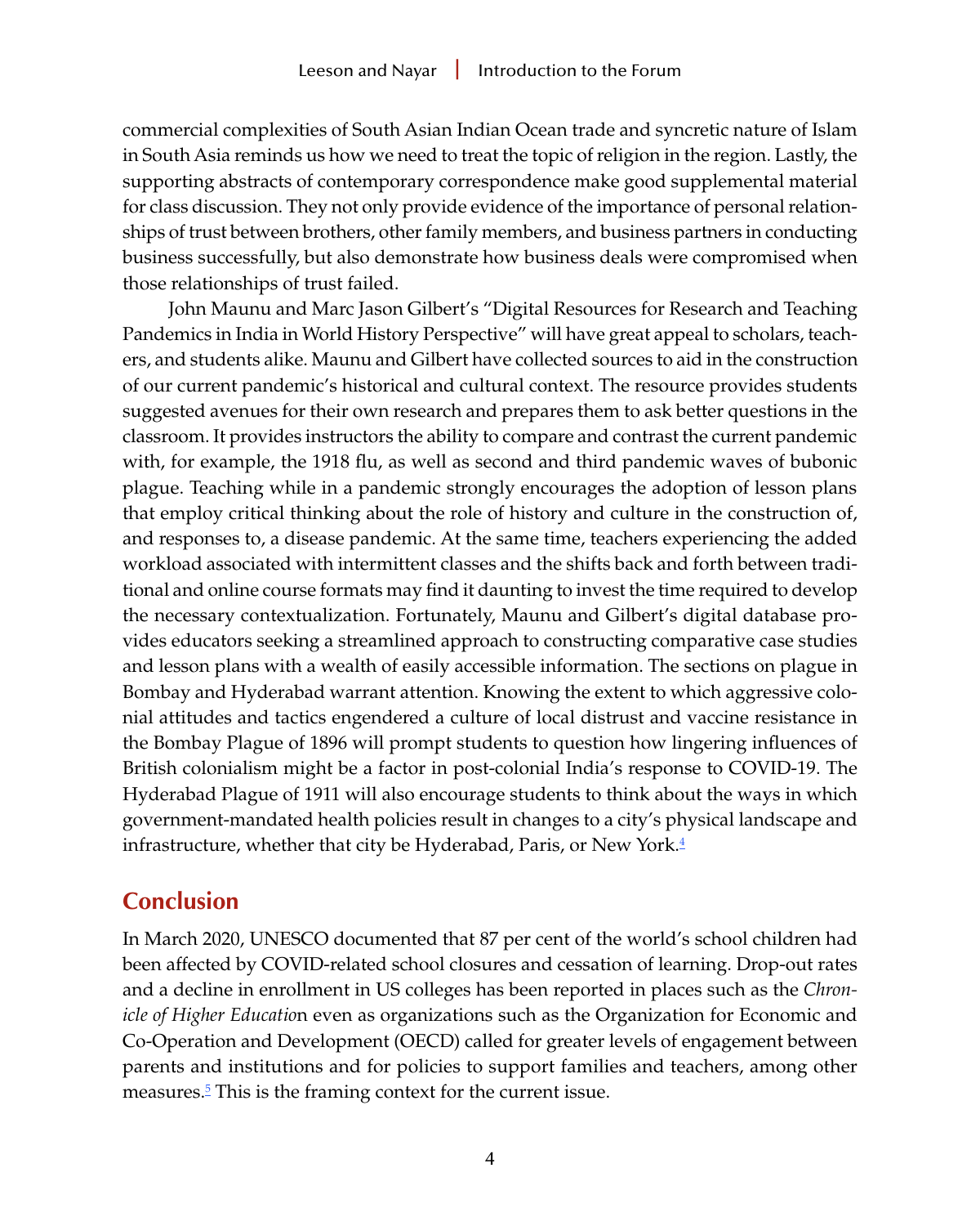commercial complexities of South Asian Indian Ocean trade and syncretic nature of Islam in South Asia reminds us how we need to treat the topic of religion in the region. Lastly, the supporting abstracts of contemporary correspondence make good supplemental material for class discussion. They not only provide evidence of the importance of personal relationships of trust between brothers, other family members, and business partners in conducting business successfully, but also demonstrate how business deals were compromised when those relationships of trust failed.

John Maunu and Marc Jason Gilbert's "Digital Resources for Research and Teaching Pandemics in India in World History Perspective" will have great appeal to scholars, teachers, and students alike. Maunu and Gilbert have collected sources to aid in the construction of our current pandemic's historical and cultural context. The resource provides students suggested avenues for their own research and prepares them to ask better questions in the classroom. It provides instructors the ability to compare and contrast the current pandemic with, for example, the 1918 flu, as well as second and third pandemic waves of bubonic plague. Teaching while in a pandemic strongly encourages the adoption of lesson plans that employ critical thinking about the role of history and culture in the construction of, and responses to, a disease pandemic. At the same time, teachers experiencing the added workload associated with intermittent classes and the shifts back and forth between traditional and online course formats may find it daunting to invest the time required to develop the necessary contextualization. Fortunately, Maunu and Gilbert's digital database provides educators seeking a streamlined approach to constructing comparative case studies and lesson plans with a wealth of easily accessible information. The sections on plague in Bombay and Hyderabad warrant attention. Knowing the extent to which aggressive colonial attitudes and tactics engendered a culture of local distrust and vaccine resistance in the Bombay Plague of 1896 will prompt students to question how lingering influences of British colonialism might be a factor in post-colonial India's response to COVID-19. The Hyderabad Plague of 1911 will also encourage students to think about the ways in which government-mandated health policies result in changes to a city's physical landscape and infrastructure, whether that city be Hyderabad, Paris, or New York.[4]

## Conclusion

In March 2020, UNESCO documented that 87 per cent of the world's school children had been affected by COVID-related school closures and cessation of learning. Drop-out rates and a decline in enrollment in US colleges has been reported in places such as the *Chronicle of Higher Educatio*n even as organizations such as the Organization for Economic and Co-Operation and Development (OECD) called for greater levels of engagement between parents and institutions and for policies to support families and teachers, among other measures.[5] This is the framing context for the current issue.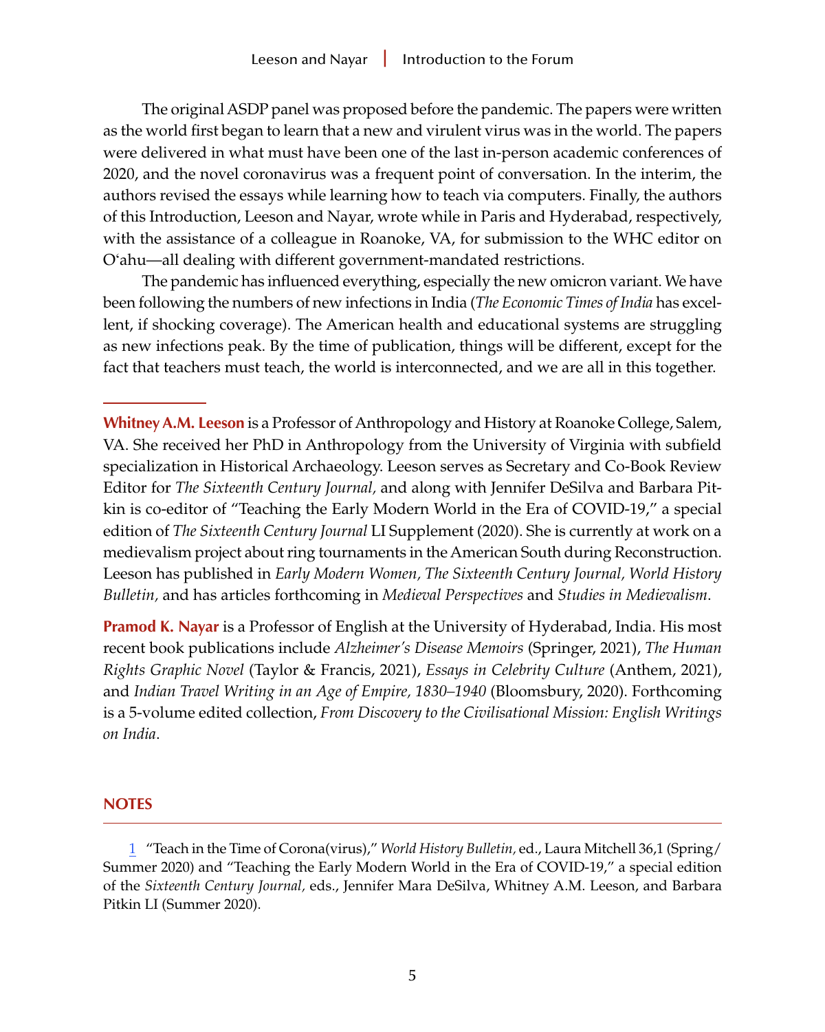The original ASDP panel was proposed before the pandemic. The papers were written as the world first began to learn that a new and virulent virus was in the world. The papers were delivered in what must have been one of the last in-person academic conferences of 2020, and the novel coronavirus was a frequent point of conversation. In the interim, the authors revised the essays while learning how to teach via computers. Finally, the authors of this Introduction, Leeson and Nayar, wrote while in Paris and Hyderabad, respectively, with the assistance of a colleague in Roanoke, VA, for submission to the WHC editor on O'ahu—all dealing with different government-mandated restrictions.

The pandemic has influenced everything, especially the new omicron variant. We have been following the numbers of new infections in India (*The Economic Times of India* has excellent, if shocking coverage). The American health and educational systems are struggling as new infections peak. By the time of publication, things will be different, except for the fact that teachers must teach, the world is interconnected, and we are all in this together.

---

**Whitney A.M. Leeson** is a Professor of Anthropology and History at Roanoke College, Salem, VA. She received her PhD in Anthropology from the University of Virginia with subfield specialization in Historical Archaeology. Leeson serves as Secretary and Co-Book Review Editor for *The Sixteenth Century Journal,* and along with Jennifer DeSilva and Barbara Pitkin is co-editor of "Teaching the Early Modern World in the Era of COVID-19," a special edition of *The Sixteenth Century Journal* LI Supplement (2020). She is currently at work on a medievalism project about ring tournaments in the American South during Reconstruction. Leeson has published in *Early Modern Women, The Sixteenth Century Journal, World History Bulletin,* and has articles forthcoming in *Medieval Perspectives* and *Studies in Medievalism*.

**Pramod K. Nayar** is a Professor of English at the University of Hyderabad, India. His most recent book publications include *Alzheimer's Disease Memoirs* (Springer, 2021), *The Human Rights Graphic Novel* (Taylor & Francis, 2021), *Essays in Celebrity Culture* (Anthem, 2021), and *Indian Travel Writing in an Age of Empire, 1830–1940* (Bloomsbury, 2020). Forthcoming is a 5-volume edited collection, *From Discovery to the Civilisational Mission: English Writings on India*.

## NOTES

1 "Teach in the Time of Corona(virus)," *World History Bulletin,* ed., Laura Mitchell 36,1 (Spring/Summer 2020) and "Teaching the Early Modern World in the Era of COVID-19," a special edition of the *Sixteenth Century Journal,* eds., Jennifer Mara DeSilva, Whitney A.M. Leeson, and Barbara Pitkin LI (Summer 2020).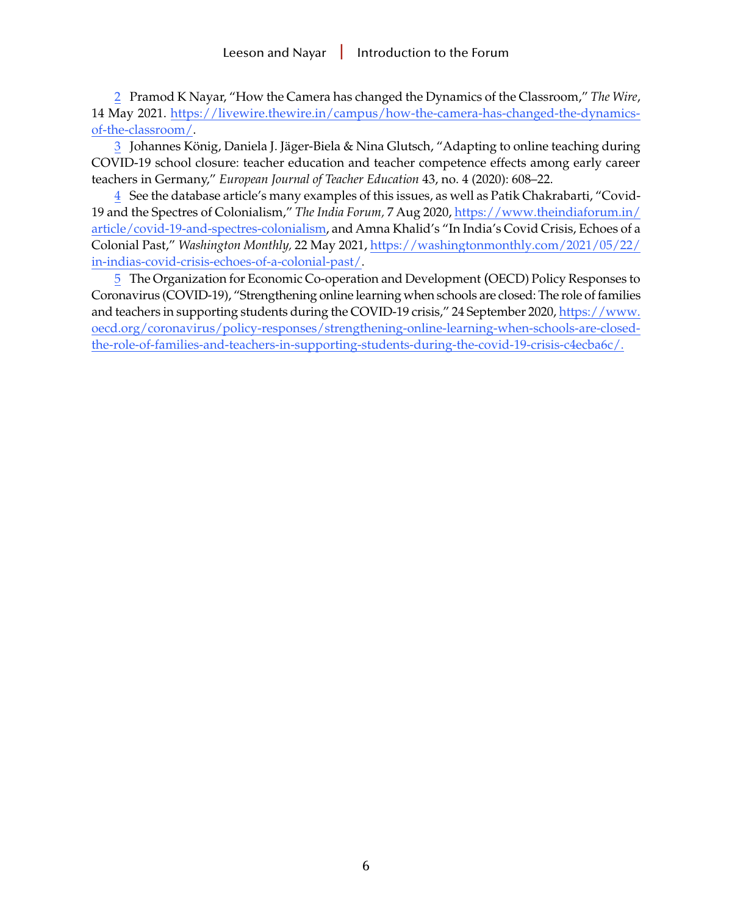2 Pramod K Nayar, "How the Camera has changed the Dynamics of the Classroom," *The Wire*, 14 May 2021. https://livewire.thewire.in/campus/how-the-camera-has-changed-the-dynamics-of-the-classroom/.

3 Johannes König, Daniela J. Jäger-Biela & Nina Glutsch, "Adapting to online teaching during COVID-19 school closure: teacher education and teacher competence effects among early career teachers in Germany," *European Journal of Teacher Education* 43, no. 4 (2020): 608–22.

4 See the database article's many examples of this issues, as well as Patik Chakrabarti, "Covid-19 and the Spectres of Colonialism," *The India Forum,* 7 Aug 2020, https://www.theindiaforum.in/article/covid-19-and-spectres-colonialism, and Amna Khalid's "In India's Covid Crisis, Echoes of a Colonial Past," *Washington Monthly,* 22 May 2021, https://washingtonmonthly.com/2021/05/22/in-indias-covid-crisis-echoes-of-a-colonial-past/.

5 The Organization for Economic Co-operation and Development (OECD) Policy Responses to Coronavirus (COVID-19), "Strengthening online learning when schools are closed: The role of families and teachers in supporting students during the COVID-19 crisis," 24 September 2020, https://www.oecd.org/coronavirus/policy-responses/strengthening-online-learning-when-schools-are-closed-the-role-of-families-and-teachers-in-supporting-students-during-the-covid-19-crisis-c4ecba6c/.